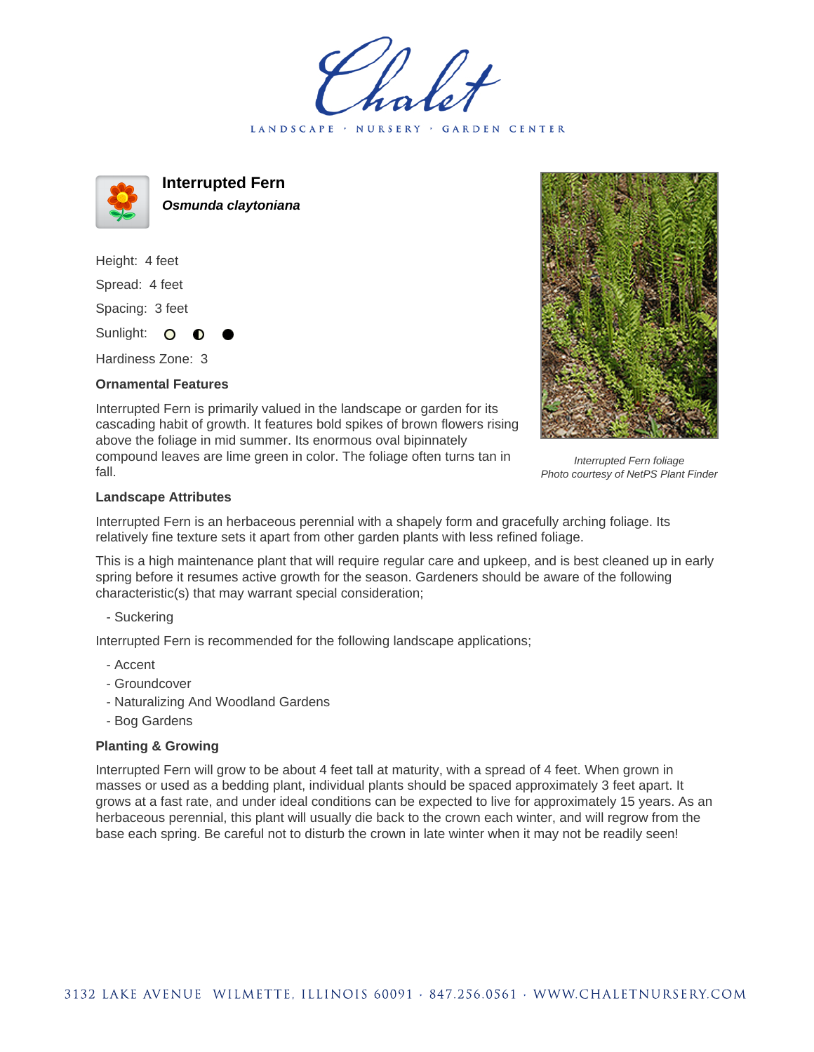Chalet

LANDSCAPE · NURSERY · GARDEN CENTER

# Interrupted Fern

***Osmunda claytoniana***

Height: 4 feet

Spread: 4 feet

Spacing: 3 feet

Sunlight: ○ ◐ ●

Hardiness Zone: 3

### Ornamental Features

Interrupted Fern is primarily valued in the landscape or garden for its cascading habit of growth. It features bold spikes of brown flowers rising above the foliage in mid summer. Its enormous oval bipinnately compound leaves are lime green in color. The foliage often turns tan in fall.

*Interrupted Fern foliage*
*Photo courtesy of NetPS Plant Finder*

### Landscape Attributes

Interrupted Fern is an herbaceous perennial with a shapely form and gracefully arching foliage. Its relatively fine texture sets it apart from other garden plants with less refined foliage.

This is a high maintenance plant that will require regular care and upkeep, and is best cleaned up in early spring before it resumes active growth for the season. Gardeners should be aware of the following characteristic(s) that may warrant special consideration;

- Suckering

Interrupted Fern is recommended for the following landscape applications;

- Accent
- Groundcover
- Naturalizing And Woodland Gardens
- Bog Gardens

### Planting & Growing

Interrupted Fern will grow to be about 4 feet tall at maturity, with a spread of 4 feet. When grown in masses or used as a bedding plant, individual plants should be spaced approximately 3 feet apart. It grows at a fast rate, and under ideal conditions can be expected to live for approximately 15 years. As an herbaceous perennial, this plant will usually die back to the crown each winter, and will regrow from the base each spring. Be careful not to disturb the crown in late winter when it may not be readily seen!

3132 LAKE AVENUE WILMETTE, ILLINOIS 60091 · 847.256.0561 · WWW.CHALETNURSERY.COM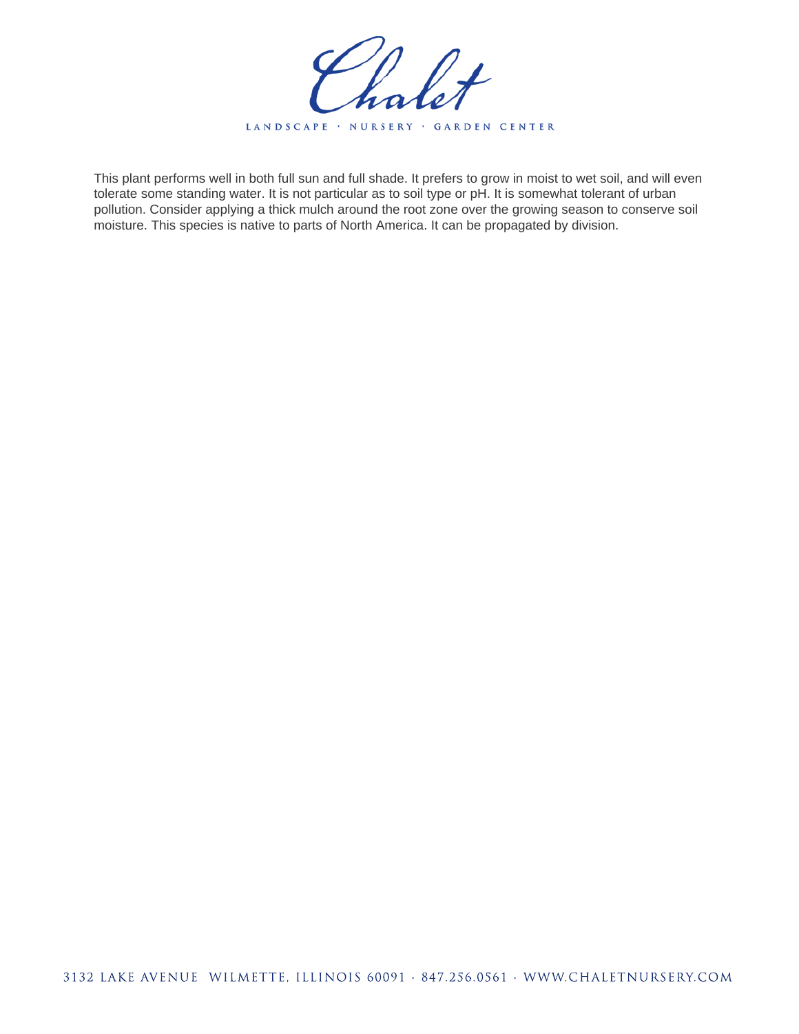This plant performs well in both full sun and full shade. It prefers to grow in moist to wet soil, and will even tolerate some standing water. It is not particular as to soil type or pH. It is somewhat tolerant of urban pollution. Consider applying a thick mulch around the root zone over the growing season to conserve soil moisture. This species is native to parts of North America. It can be propagated by division.